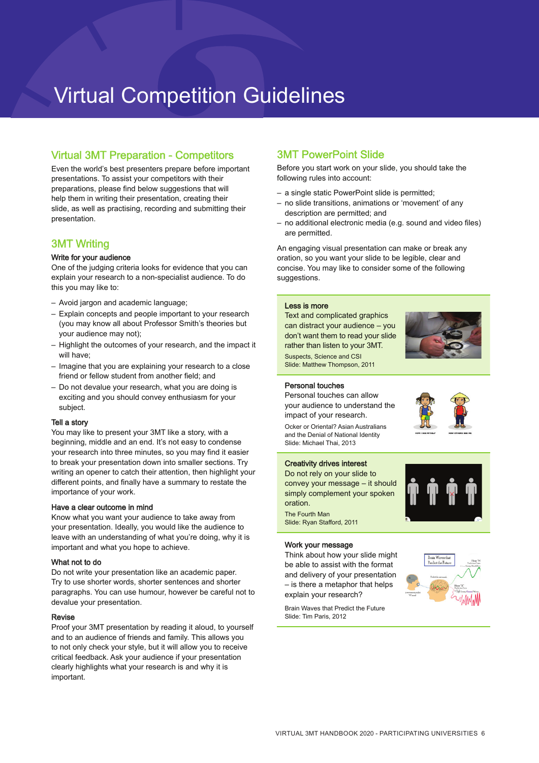# Virtual Competition Guidelines

## Virtual 3MT Preparation - Competitors

Even the world's best presenters prepare before important presentations. To assist your competitors with their preparations, please find below suggestions that will help them in writing their presentation, creating their slide, as well as practising, recording and submitting their presentation.

## 3MT Writing

### Write for your audience

One of the judging criteria looks for evidence that you can explain your research to a non-specialist audience. To do this you may like to:

- Avoid jargon and academic language;
- Explain concepts and people important to your research (you may know all about Professor Smith's theories but your audience may not);
- Highlight the outcomes of your research, and the impact it will have;
- Imagine that you are explaining your research to a close friend or fellow student from another field; and
- Do not devalue your research, what you are doing is exciting and you should convey enthusiasm for your subject.

### Tell a story

You may like to present your 3MT like a story, with a beginning, middle and an end. It's not easy to condense your research into three minutes, so you may find it easier to break your presentation down into smaller sections. Try writing an opener to catch their attention, then highlight your different points, and finally have a summary to restate the importance of your work.

### Have a clear outcome in mind

Know what you want your audience to take away from your presentation. Ideally, you would like the audience to leave with an understanding of what you're doing, why it is important and what you hope to achieve.

### What not to do

Do not write your presentation like an academic paper. Try to use shorter words, shorter sentences and shorter paragraphs. You can use humour, however be careful not to devalue your presentation.

### Revise

Proof your 3MT presentation by reading it aloud, to yourself and to an audience of friends and family. This allows you to not only check your style, but it will allow you to receive critical feedback. Ask your audience if your presentation clearly highlights what your research is and why it is important.

## 3MT PowerPoint Slide

Before you start work on your slide, you should take the following rules into account:

- a single static PowerPoint slide is permitted;
- no slide transitions, animations or 'movement' of any description are permitted; and
- no additional electronic media (e.g. sound and video files) are permitted.

An engaging visual presentation can make or break any oration, so you want your slide to be legible, clear and concise. You may like to consider some of the following suggestions.

### Less is more

Text and complicated graphics can distract your audience – you don't want them to read your slide rather than listen to your 3MT.

Suspects, Science and CSI
Slide: Matthew Thompson, 2011

### Personal touches

Personal touches can allow your audience to understand the impact of your research.

Ocker or Oriental? Asian Australians and the Denial of National Identity
Slide: Michael Thai, 2013

### Creativity drives interest

Do not rely on your slide to convey your message – it should simply complement your spoken oration.

The Fourth Man
Slide: Ryan Stafford, 2011

### Work your message

Think about how your slide might be able to assist with the format and delivery of your presentation – is there a metaphor that helps explain your research?

Brain Waves that Predict the Future
Slide: Tim Paris, 2012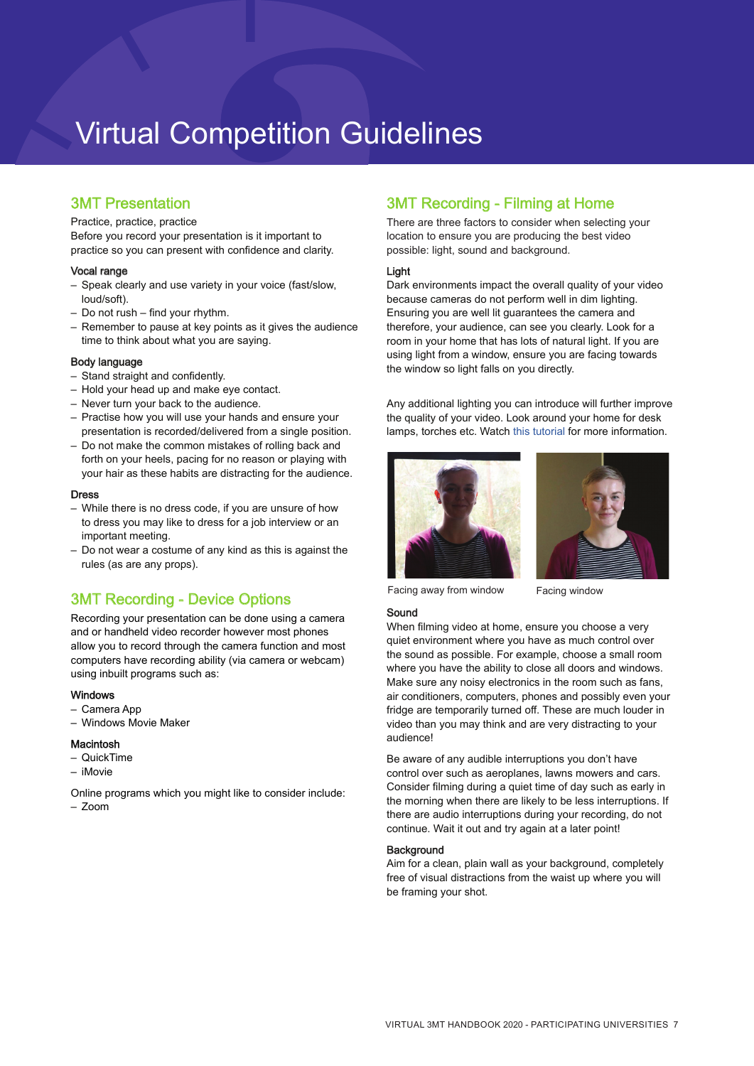# Virtual Competition Guidelines

## 3MT Presentation

Practice, practice, practice
Before you record your presentation is it important to practice so you can present with confidence and clarity.

### Vocal range

- Speak clearly and use variety in your voice (fast/slow, loud/soft).
- Do not rush – find your rhythm.
- Remember to pause at key points as it gives the audience time to think about what you are saying.

### Body language

- Stand straight and confidently.
- Hold your head up and make eye contact.
- Never turn your back to the audience.
- Practise how you will use your hands and ensure your presentation is recorded/delivered from a single position.
- Do not make the common mistakes of rolling back and forth on your heels, pacing for no reason or playing with your hair as these habits are distracting for the audience.

### Dress

- While there is no dress code, if you are unsure of how to dress you may like to dress for a job interview or an important meeting.
- Do not wear a costume of any kind as this is against the rules (as are any props).

## 3MT Recording - Device Options

Recording your presentation can be done using a camera and or handheld video recorder however most phones allow you to record through the camera function and most computers have recording ability (via camera or webcam) using inbuilt programs such as:

### Windows

- Camera App
- Windows Movie Maker

### Macintosh

- QuickTime
- iMovie

Online programs which you might like to consider include:
- Zoom

## 3MT Recording - Filming at Home

There are three factors to consider when selecting your location to ensure you are producing the best video possible: light, sound and background.

### Light

Dark environments impact the overall quality of your video because cameras do not perform well in dim lighting. Ensuring you are well lit guarantees the camera and therefore, your audience, can see you clearly. Look for a room in your home that has lots of natural light. If you are using light from a window, ensure you are facing towards the window so light falls on you directly.

Any additional lighting you can introduce will further improve the quality of your video. Look around your home for desk lamps, torches etc. Watch this tutorial for more information.

Facing away from window

Facing window

### Sound

When filming video at home, ensure you choose a very quiet environment where you have as much control over the sound as possible. For example, choose a small room where you have the ability to close all doors and windows. Make sure any noisy electronics in the room such as fans, air conditioners, computers, phones and possibly even your fridge are temporarily turned off. These are much louder in video than you may think and are very distracting to your audience!

Be aware of any audible interruptions you don't have control over such as aeroplanes, lawns mowers and cars. Consider filming during a quiet time of day such as early in the morning when there are likely to be less interruptions. If there are audio interruptions during your recording, do not continue. Wait it out and try again at a later point!

### Background

Aim for a clean, plain wall as your background, completely free of visual distractions from the waist up where you will be framing your shot.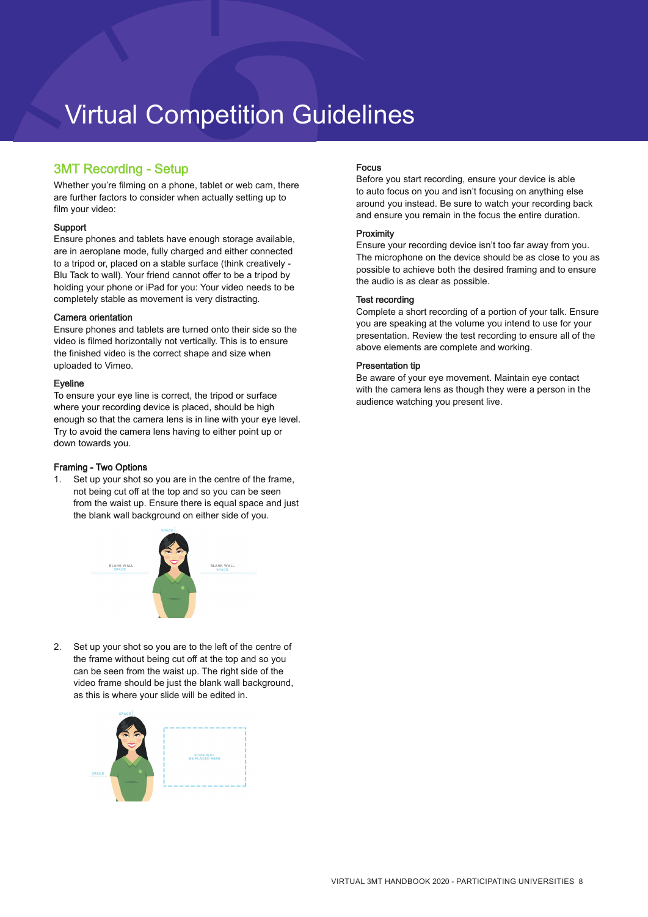# Virtual Competition Guidelines

## 3MT Recording - Setup

Whether you're filming on a phone, tablet or web cam, there are further factors to consider when actually setting up to film your video:

### Support

Ensure phones and tablets have enough storage available, are in aeroplane mode, fully charged and either connected to a tripod or, placed on a stable surface (think creatively - Blu Tack to wall). Your friend cannot offer to be a tripod by holding your phone or iPad for you: Your video needs to be completely stable as movement is very distracting.

### Camera orientation

Ensure phones and tablets are turned onto their side so the video is filmed horizontally not vertically. This is to ensure the finished video is the correct shape and size when uploaded to Vimeo.

### Eyeline

To ensure your eye line is correct, the tripod or surface where your recording device is placed, should be high enough so that the camera lens is in line with your eye level. Try to avoid the camera lens having to either point up or down towards you.

### Framing - Two Options

1. Set up your shot so you are in the centre of the frame, not being cut off at the top and so you can be seen from the waist up. Ensure there is equal space and just the blank wall background on either side of you.

SPACE

BLANK WALL SPACE

BLANK WALL SPACE

2. Set up your shot so you are to the left of the centre of the frame without being cut off at the top and so you can be seen from the waist up. The right side of the video frame should be just the blank wall background, as this is where your slide will be edited in.

SPACE

SPACE

SLIDE WILL BE PLACED HERE

### Focus

Before you start recording, ensure your device is able to auto focus on you and isn't focusing on anything else around you instead. Be sure to watch your recording back and ensure you remain in the focus the entire duration.

### Proximity

Ensure your recording device isn't too far away from you. The microphone on the device should be as close to you as possible to achieve both the desired framing and to ensure the audio is as clear as possible.

### Test recording

Complete a short recording of a portion of your talk. Ensure you are speaking at the volume you intend to use for your presentation. Review the test recording to ensure all of the above elements are complete and working.

### Presentation tip

Be aware of your eye movement. Maintain eye contact with the camera lens as though they were a person in the audience watching you present live.